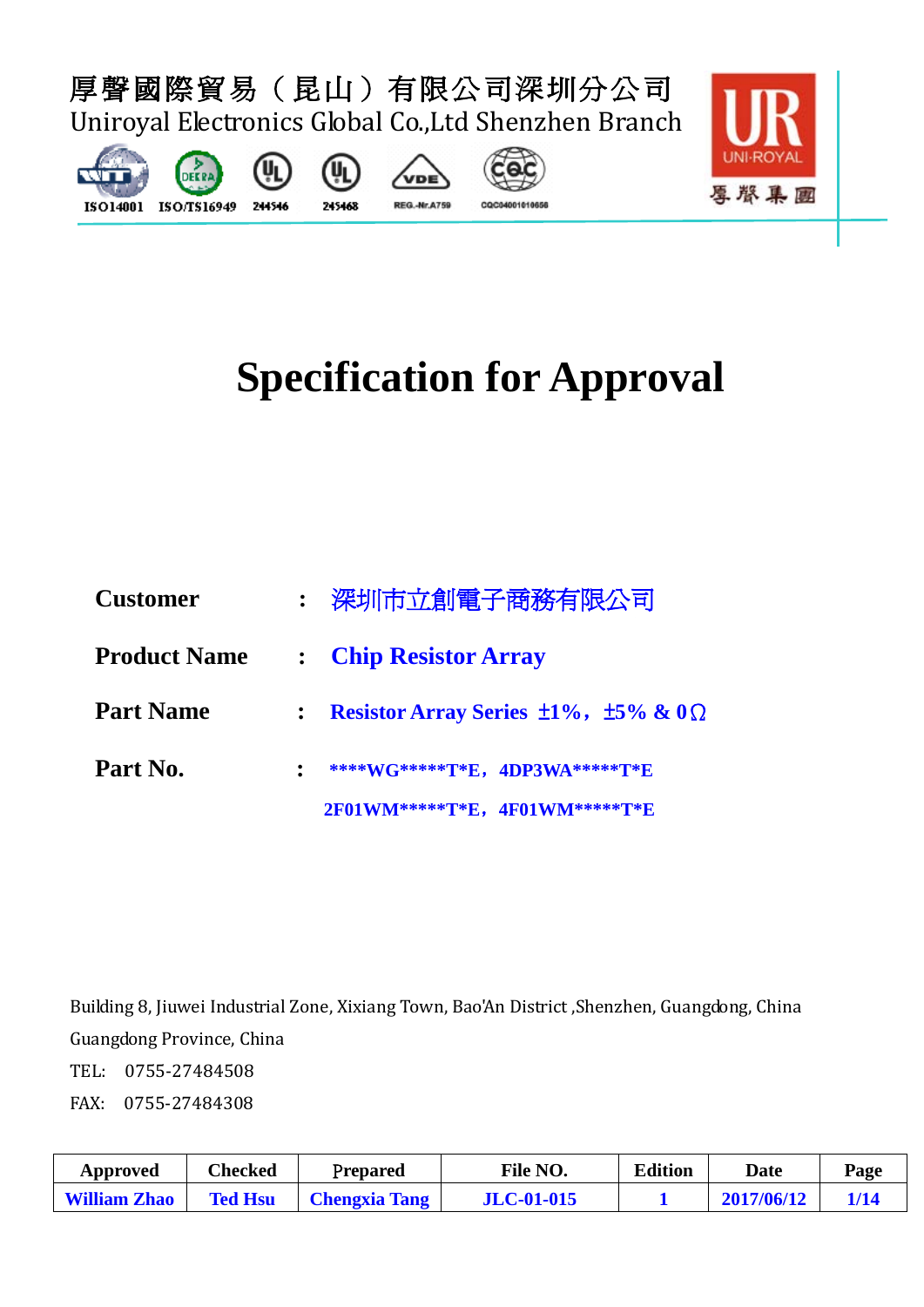厚聲國際貿易（昆山）有限公司深圳分公司

Uniroyal Electronics Global Co.,Ltd Shenzhen Branch

ISO14001 ISO/TS16949 244546 245468 REG.-Nr.A759 CQC04001010658

UNI-ROYAL 厚聲集團

# Specification for Approval

**Customer** : 深圳市立創電子商務有限公司

**Product Name** : **Chip Resistor Array**

**Part Name** : **Resistor Array Series ±1%，±5% & 0Ω**

**Part No.** : **\*\*\*\*WG\*\*\*\*\*T\*E，4DP3WA\*\*\*\*\*T\*E**

**2F01WM\*\*\*\*\*T\*E，4F01WM\*\*\*\*\*T\*E**

Building 8, Jiuwei Industrial Zone, Xixiang Town, Bao'An District ,Shenzhen, Guangdong, China

Guangdong Province, China

TEL: 0755-27484508

FAX: 0755-27484308

| Approved | Checked | Prepared | File NO. | Edition | Date | Page |
|---|---|---|---|---|---|---|
| William Zhao | Ted Hsu | Chengxia Tang | JLC-01-015 | 1 | 2017/06/12 | 1/14 |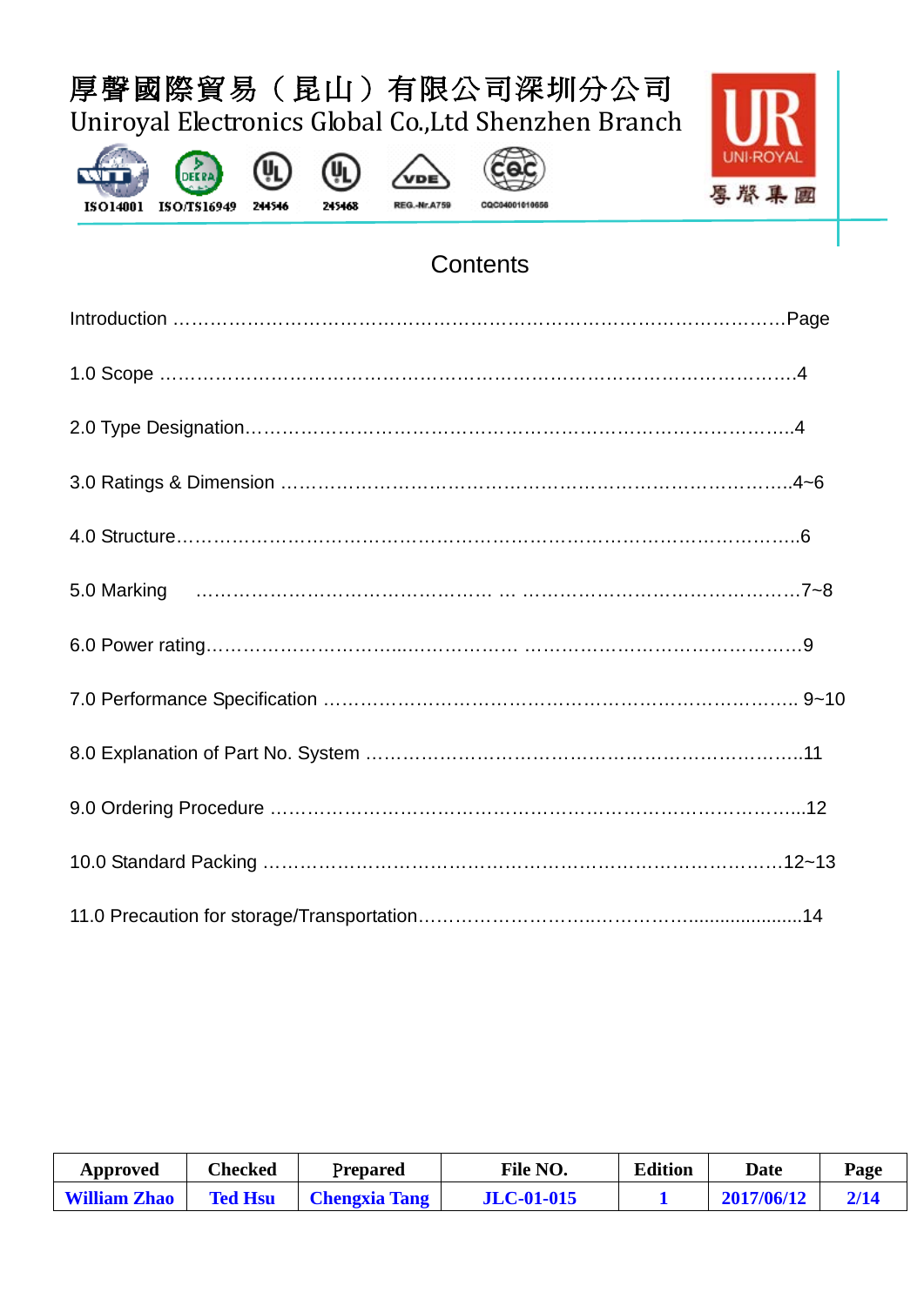# Contents

Introduction ……………………………………………………………………………………Page

1.0 Scope ……………………………………………………………………………………4

2.0 Type Designation…………………………………………………………………………..4

3.0 Ratings & Dimension ……………………………………………………………………..4~6

4.0 Structure……………………………………………………………………………………..6

5.0 Marking ………………………………………… … ………………………………………7~8

6.0 Power rating…………………………...…………… ………………………………………9

7.0 Performance Specification …………………………………………………………………. 9~10

8.0 Explanation of Part No. System ……………………………………………………………..11

9.0 Ordering Procedure ………………………………………………………………………...12

10.0 Standard Packing ……………………………………………………………………………12~13

11.0 Precaution for storage/Transportation………………………..……………......................14

| Approved | Checked | Prepared | File NO. | Edition | Date |
|---|---|---|---|---|---|
| William Zhao | Ted Hsu | Chengxia Tang | JLC-01-015 | 1 | 2017/06/12 |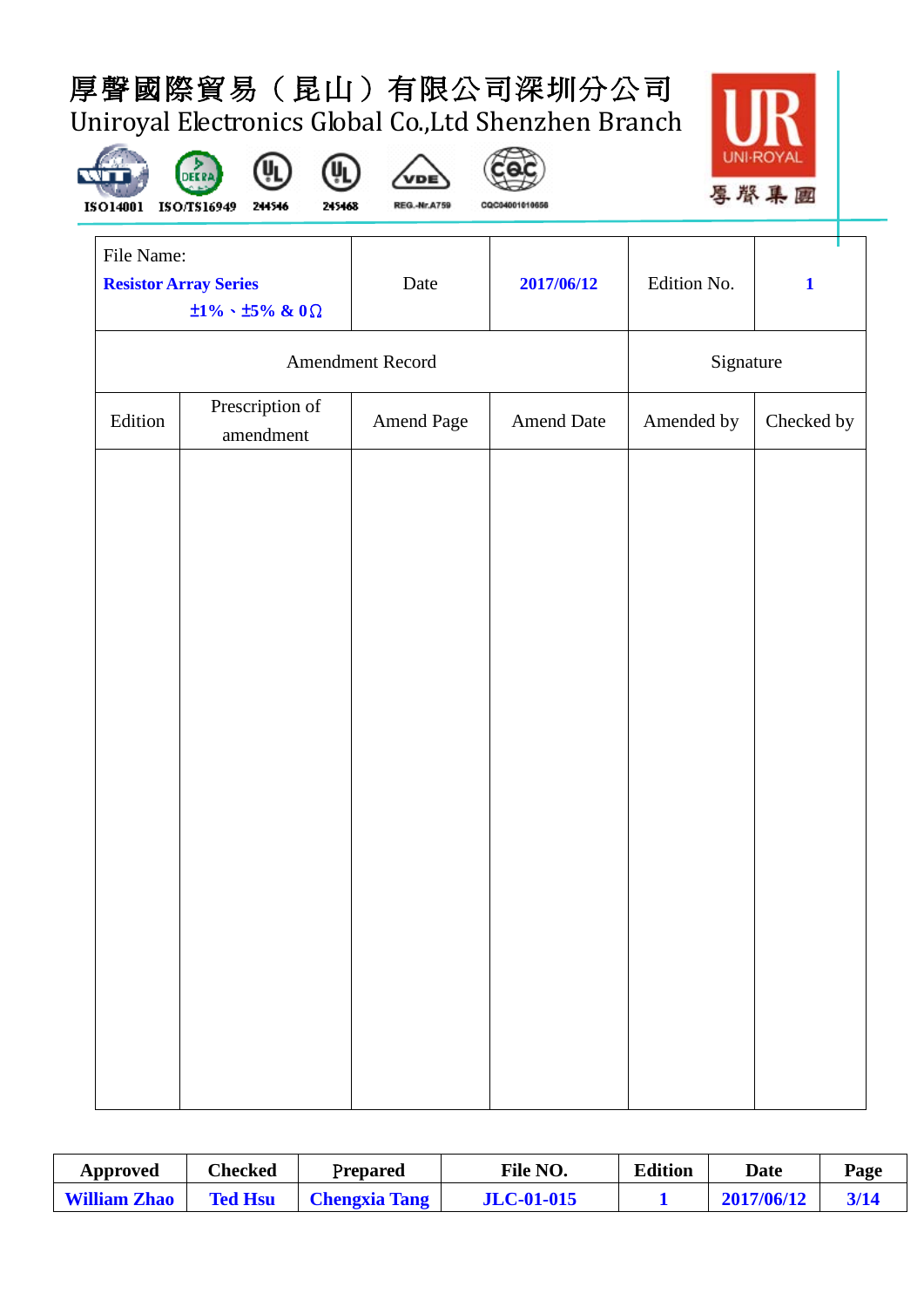厚聲國際貿易（昆山）有限公司深圳分公司

Uniroyal Electronics Global Co.,Ltd Shenzhen Branch

ISO14001 ISO/TS16949 244546 245468 REG.-Nr.A759 CQC04001010658

| File Name: **Resistor Array Series** **±1%、±5% & 0Ω** | Date | **2017/06/12** | Edition No. | **1** | |
|---|---|---|---|---|---|
| Amendment Record | | | | Signature | |
| Edition | Prescription of amendment | Amend Page | Amend Date | Amended by | Checked by |
| | | | | | |

| Approved | Checked | Prepared | File NO. | Edition | Date | Page |
|---|---|---|---|---|---|---|
| **William Zhao** | **Ted Hsu** | **Chengxia Tang** | **JLC-01-015** | **1** | **2017/06/12** | **3/14** |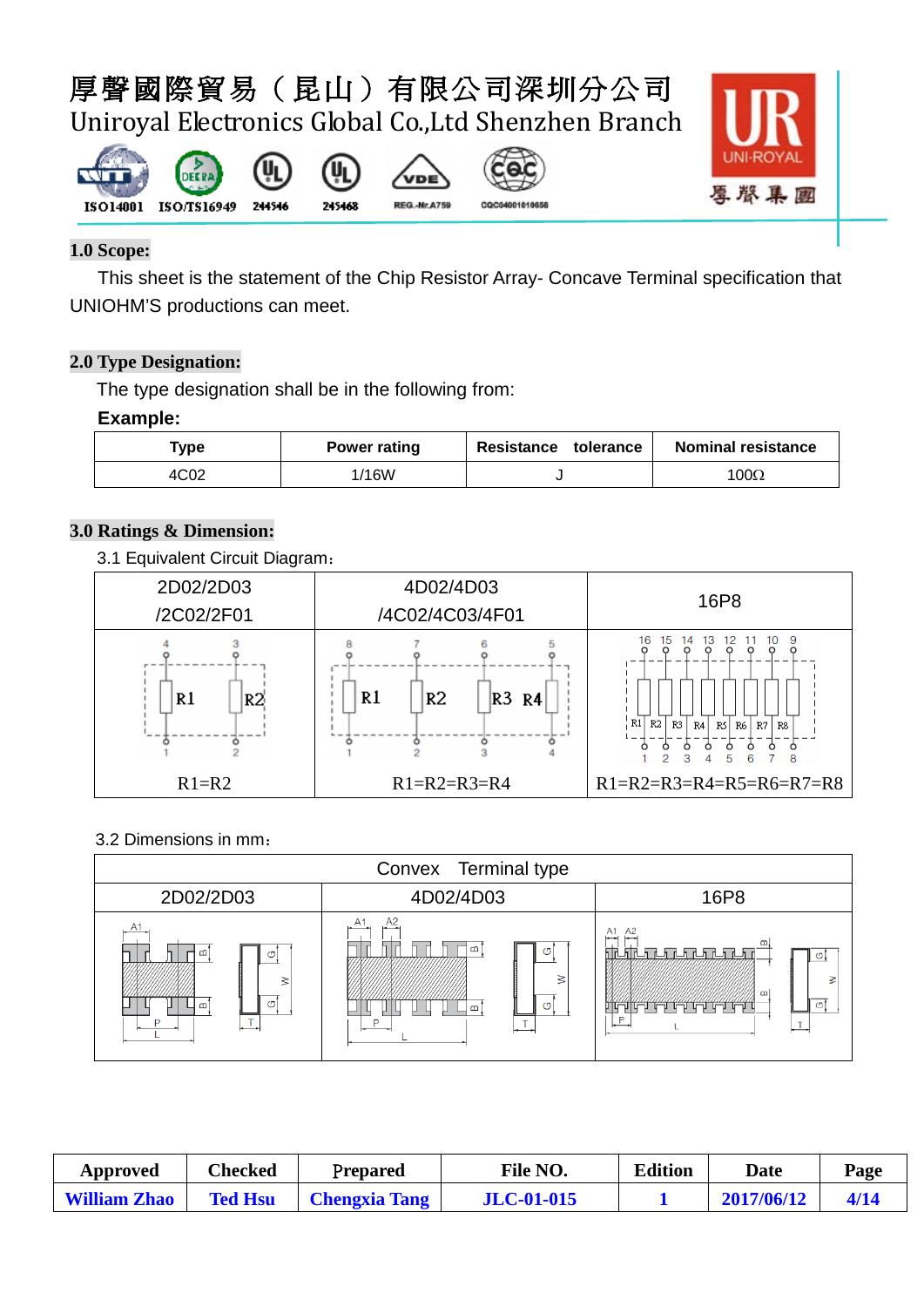## 1.0 Scope:

This sheet is the statement of the Chip Resistor Array- Concave Terminal specification that UNIOHM'S productions can meet.

## 2.0 Type Designation:

The type designation shall be in the following from:

**Example:**

| Type | Power rating | Resistance tolerance | Nominal resistance |
|---|---|---|---|
| 4C02 | 1/16W | J | 100Ω |

## 3.0 Ratings & Dimension:

3.1 Equivalent Circuit Diagram：

| 2D02/2D03 /2C02/2F01 | 4D02/4D03 /4C02/4C03/4F01 | 16P8 |
|---|---|---|
| R1=R2 | R1=R2=R3=R4 | R1=R2=R3=R4=R5=R6=R7=R8 |

3.2 Dimensions in mm：

| Convex Terminal type | | |
|---|---|---|
| 2D02/2D03 | 4D02/4D03 | 16P8 |

| Approved | Checked | Prepared | File NO. | Edition | Date | Page |
|---|---|---|---|---|---|---|
| William Zhao | Ted Hsu | Chengxia Tang | JLC-01-015 | 1 | 2017/06/12 | 4/14 |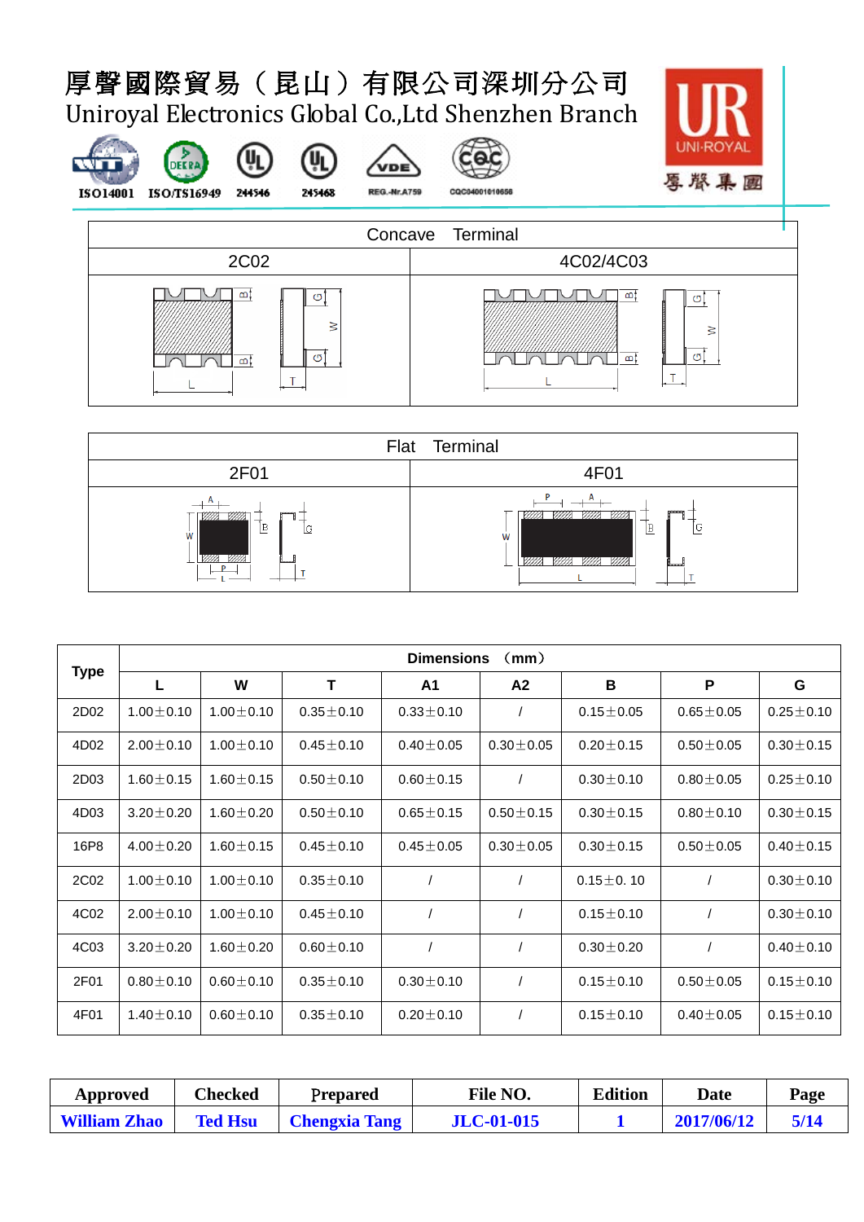# 厚聲國際貿易（昆山）有限公司深圳分公司

Uniroyal Electronics Global Co.,Ltd Shenzhen Branch

ISO14001 ISO/TS16949 244546 245468 REG.-Nr.A759 CQC04001010658

UR UNI-ROYAL 厚聲集團

| Concave Terminal | |
|---|---|
| 2C02 | 4C02/4C03 |

| Flat Terminal | |
|---|---|
| 2F01 | 4F01 |

| Type | Dimensions （mm） | | | | | | | |
|---|---|---|---|---|---|---|---|---|
| | L | W | T | A1 | A2 | B | P | G |
| 2D02 | 1.00±0.10 | 1.00±0.10 | 0.35±0.10 | 0.33±0.10 | / | 0.15±0.05 | 0.65±0.05 | 0.25±0.10 |
| 4D02 | 2.00±0.10 | 1.00±0.10 | 0.45±0.10 | 0.40±0.05 | 0.30±0.05 | 0.20±0.15 | 0.50±0.05 | 0.30±0.15 |
| 2D03 | 1.60±0.15 | 1.60±0.15 | 0.50±0.10 | 0.60±0.15 | / | 0.30±0.10 | 0.80±0.05 | 0.25±0.10 |
| 4D03 | 3.20±0.20 | 1.60±0.20 | 0.50±0.10 | 0.65±0.15 | 0.50±0.15 | 0.30±0.15 | 0.80±0.10 | 0.30±0.15 |
| 16P8 | 4.00±0.20 | 1.60±0.15 | 0.45±0.10 | 0.45±0.05 | 0.30±0.05 | 0.30±0.15 | 0.50±0.05 | 0.40±0.15 |
| 2C02 | 1.00±0.10 | 1.00±0.10 | 0.35±0.10 | / | / | 0.15±0. 10 | / | 0.30±0.10 |
| 4C02 | 2.00±0.10 | 1.00±0.10 | 0.45±0.10 | / | / | 0.15±0.10 | / | 0.30±0.10 |
| 4C03 | 3.20±0.20 | 1.60±0.20 | 0.60±0.10 | / | / | 0.30±0.20 | / | 0.40±0.10 |
| 2F01 | 0.80±0.10 | 0.60±0.10 | 0.35±0.10 | 0.30±0.10 | / | 0.15±0.10 | 0.50±0.05 | 0.15±0.10 |
| 4F01 | 1.40±0.10 | 0.60±0.10 | 0.35±0.10 | 0.20±0.10 | / | 0.15±0.10 | 0.40±0.05 | 0.15±0.10 |

| Approved | Checked | Prepared | File NO. | Edition | Date | Page |
|---|---|---|---|---|---|---|
| William Zhao | Ted Hsu | Chengxia Tang | JLC-01-015 | 1 | 2017/06/12 | 5/14 |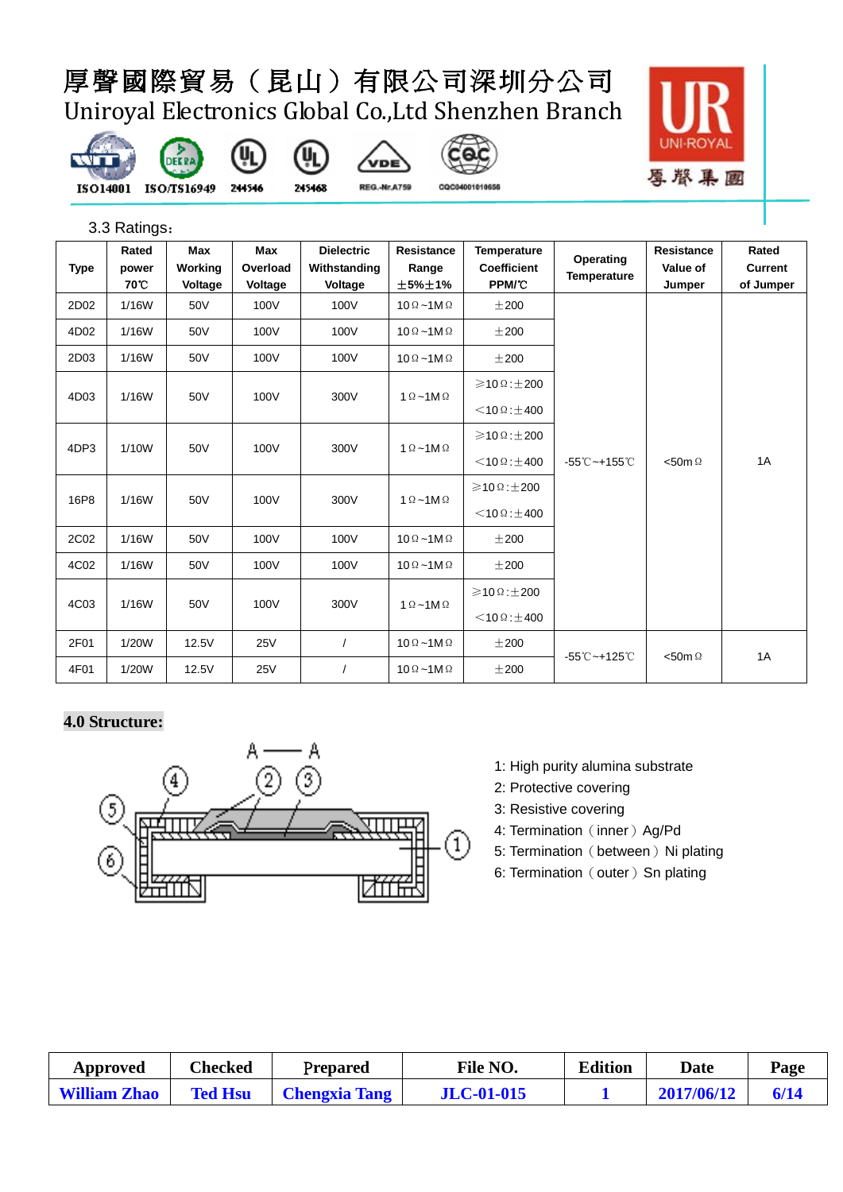3.3 Ratings：

| Type | Rated power 70℃ | Max Working Voltage | Max Overload Voltage | Dielectric Withstanding Voltage | Resistance Range ±5%±1% | Temperature Coefficient PPM/℃ | Operating Temperature | Resistance Value of Jumper | Rated Current of Jumper |
|---|---|---|---|---|---|---|---|---|---|
| 2D02 | 1/16W | 50V | 100V | 100V | 10Ω~1MΩ | ±200 | -55℃~+155℃ | <50mΩ | 1A |
| 4D02 | 1/16W | 50V | 100V | 100V | 10Ω~1MΩ | ±200 | | | |
| 2D03 | 1/16W | 50V | 100V | 100V | 10Ω~1MΩ | ±200 | | | |
| 4D03 | 1/16W | 50V | 100V | 300V | 1Ω~1MΩ | ≥10Ω:±200<br><10Ω:±400 | | | |
| 4DP3 | 1/10W | 50V | 100V | 300V | 1Ω~1MΩ | ≥10Ω:±200<br><10Ω:±400 | | | |
| 16P8 | 1/16W | 50V | 100V | 300V | 1Ω~1MΩ | ≥10Ω:±200<br><10Ω:±400 | | | |
| 2C02 | 1/16W | 50V | 100V | 100V | 10Ω~1MΩ | ±200 | | | |
| 4C02 | 1/16W | 50V | 100V | 100V | 10Ω~1MΩ | ±200 | | | |
| 4C03 | 1/16W | 50V | 100V | 300V | 1Ω~1MΩ | ≥10Ω:±200<br><10Ω:±400 | | | |
| 2F01 | 1/20W | 12.5V | 25V | / | 10Ω~1MΩ | ±200 | -55℃~+125℃ | <50mΩ | 1A |
| 4F01 | 1/20W | 12.5V | 25V | / | 10Ω~1MΩ | ±200 | | | |

**4.0 Structure:**

1: High purity alumina substrate
2: Protective covering
3: Resistive covering
4: Termination（inner）Ag/Pd
5: Termination（between）Ni plating
6: Termination（outer）Sn plating

| Approved | Checked | Prepared | File NO. | Edition | Date | Page |
|---|---|---|---|---|---|---|
| William Zhao | Ted Hsu | Chengxia Tang | JLC-01-015 | 1 | 2017/06/12 | 6/14 |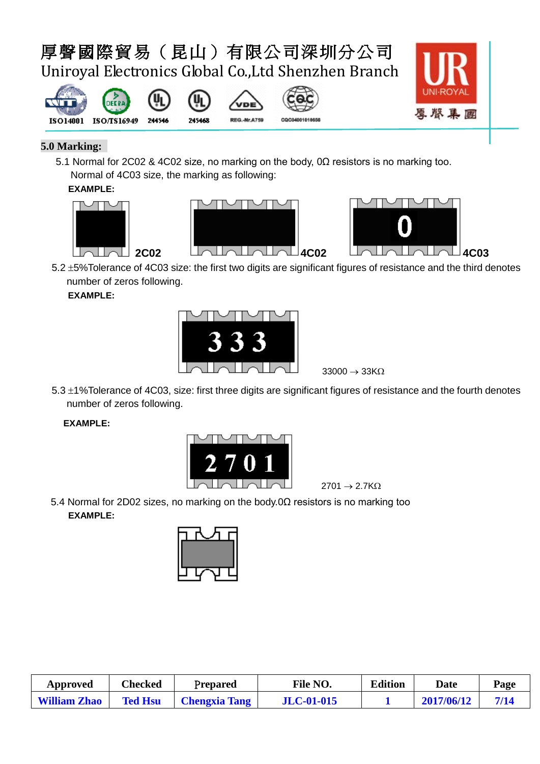## 5.0 Marking:

5.1 Normal for 2C02 & 4C02 size, no marking on the body, 0Ω resistors is no marking too.
Normal of 4C03 size, the marking as following:

**EXAMPLE:**

2C02 4C02 0 4C03

5.2 ±5%Tolerance of 4C03 size: the first two digits are significant figures of resistance and the third denotes number of zeros following.

**EXAMPLE:**

333

33000 → 33KΩ

5.3 ±1%Tolerance of 4C03, size: first three digits are significant figures of resistance and the fourth denotes number of zeros following.

**EXAMPLE:**

2701

2701 → 2.7KΩ

5.4 Normal for 2D02 sizes, no marking on the body.0Ω resistors is no marking too

**EXAMPLE:**

| Approved | Checked | Prepared | File NO. | Edition | Date | Page |
|---|---|---|---|---|---|---|
| William Zhao | Ted Hsu | Chengxia Tang | JLC-01-015 | 1 | 2017/06/12 | 7/14 |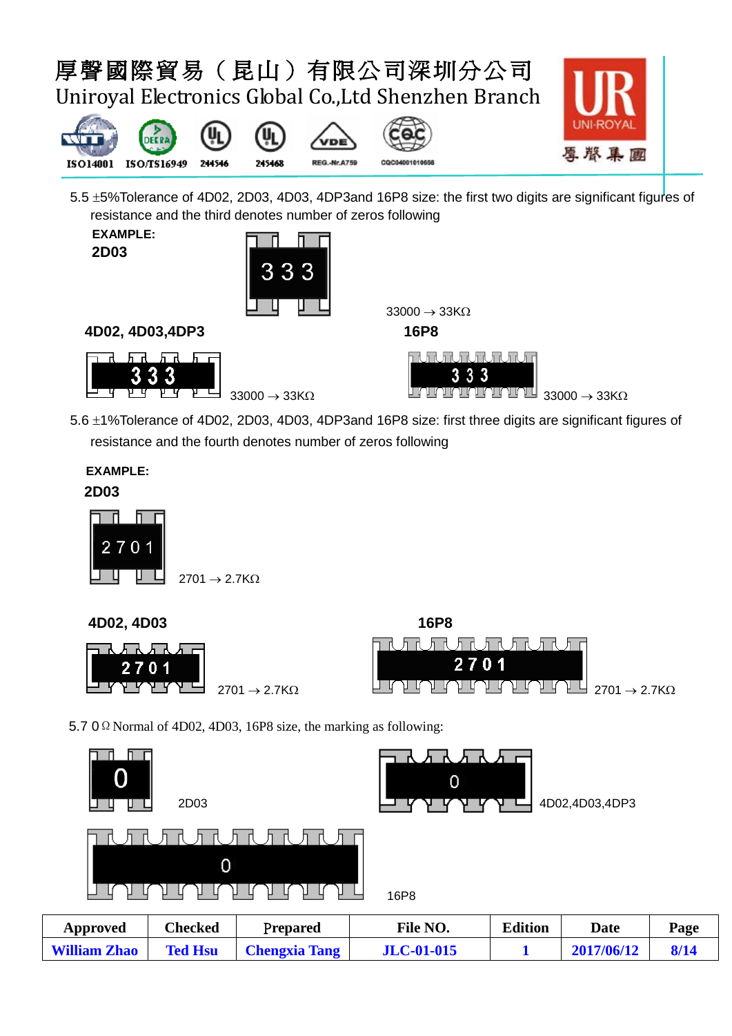5.5 ±5%Tolerance of 4D02, 2D03, 4D03, 4DP3and 16P8 size: the first two digits are significant figures of resistance and the third denotes number of zeros following

**EXAMPLE:**

**2D03**

333

33000 → 33KΩ

**4D02, 4D03,4DP3**

333

33000 → 33KΩ

**16P8**

333

33000 → 33KΩ

5.6 ±1%Tolerance of 4D02, 2D03, 4D03, 4DP3and 16P8 size: first three digits are significant figures of resistance and the fourth denotes number of zeros following

**EXAMPLE:**

**2D03**

2701

2701 → 2.7KΩ

**4D02, 4D03**

2701

2701 → 2.7KΩ

**16P8**

2701

2701 → 2.7KΩ

5.7 0Ω Normal of 4D02, 4D03, 16P8 size, the marking as following:

0

2D03

0

4D02,4D03,4DP3

0

16P8

| Approved | Checked | Prepared | File NO. | Edition | Date | Page |
|---|---|---|---|---|---|---|
| William Zhao | Ted Hsu | Chengxia Tang | JLC-01-015 | 1 | 2017/06/12 | 8/14 |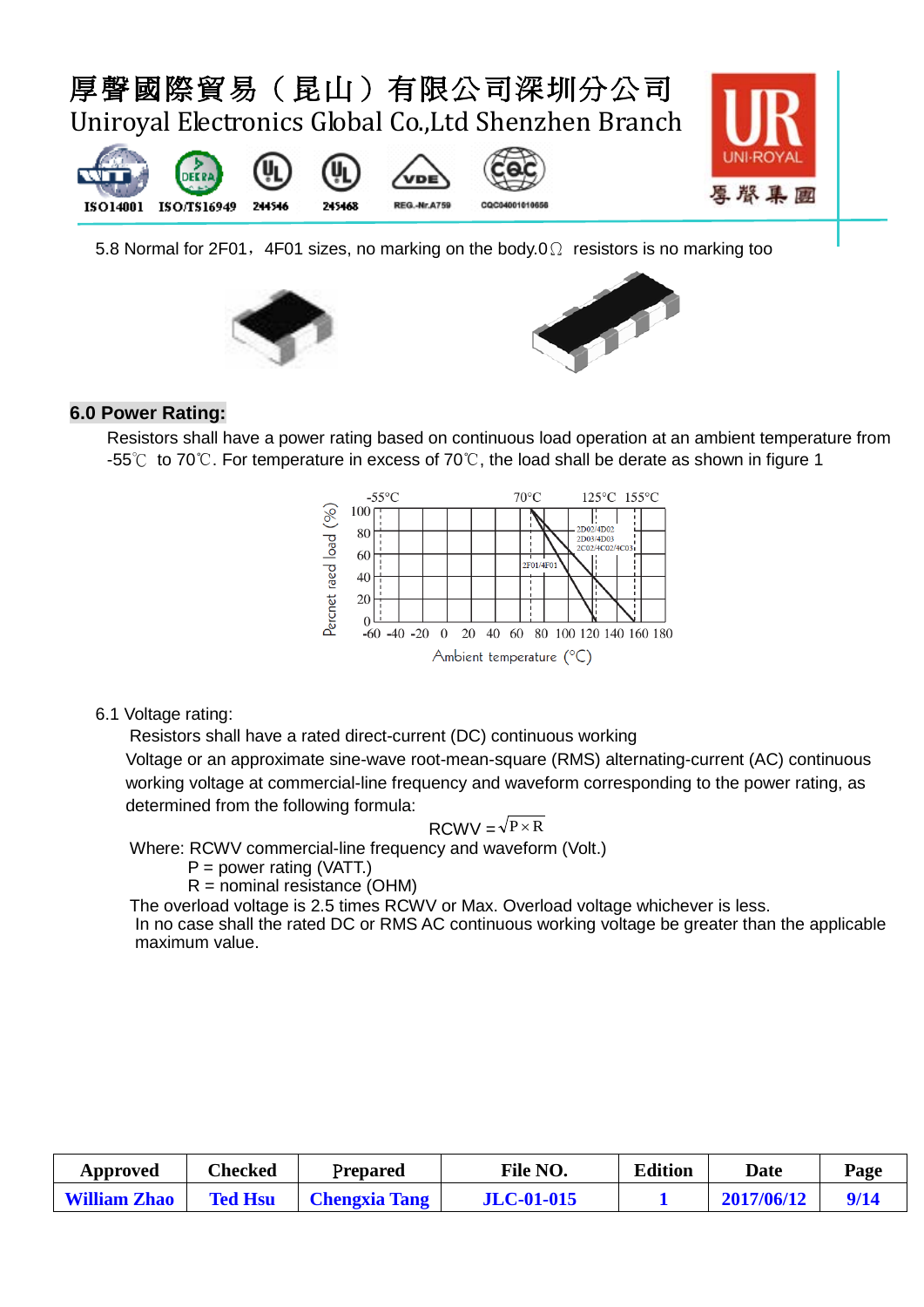5.8 Normal for 2F01，4F01 sizes, no marking on the body.0Ω resistors is no marking too

## 6.0 Power Rating:

Resistors shall have a power rating based on continuous load operation at an ambient temperature from -55℃ to 70℃. For temperature in excess of 70℃, the load shall be derate as shown in figure 1

6.1 Voltage rating:

Resistors shall have a rated direct-current (DC) continuous working Voltage or an approximate sine-wave root-mean-square (RMS) alternating-current (AC) continuous working voltage at commercial-line frequency and waveform corresponding to the power rating, as determined from the following formula:

$$RCWV = \sqrt{P \times R}$$

Where: RCWV commercial-line frequency and waveform (Volt.)

P = power rating (VATT.)

R = nominal resistance (OHM)

The overload voltage is 2.5 times RCWV or Max. Overload voltage whichever is less.

In no case shall the rated DC or RMS AC continuous working voltage be greater than the applicable maximum value.

| Approved | Checked | Prepared | File NO. | Edition | Date | Page |
| --- | --- | --- | --- | --- | --- | --- |
| William Zhao | Ted Hsu | Chengxia Tang | JLC-01-015 | 1 | 2017/06/12 | 9/14 |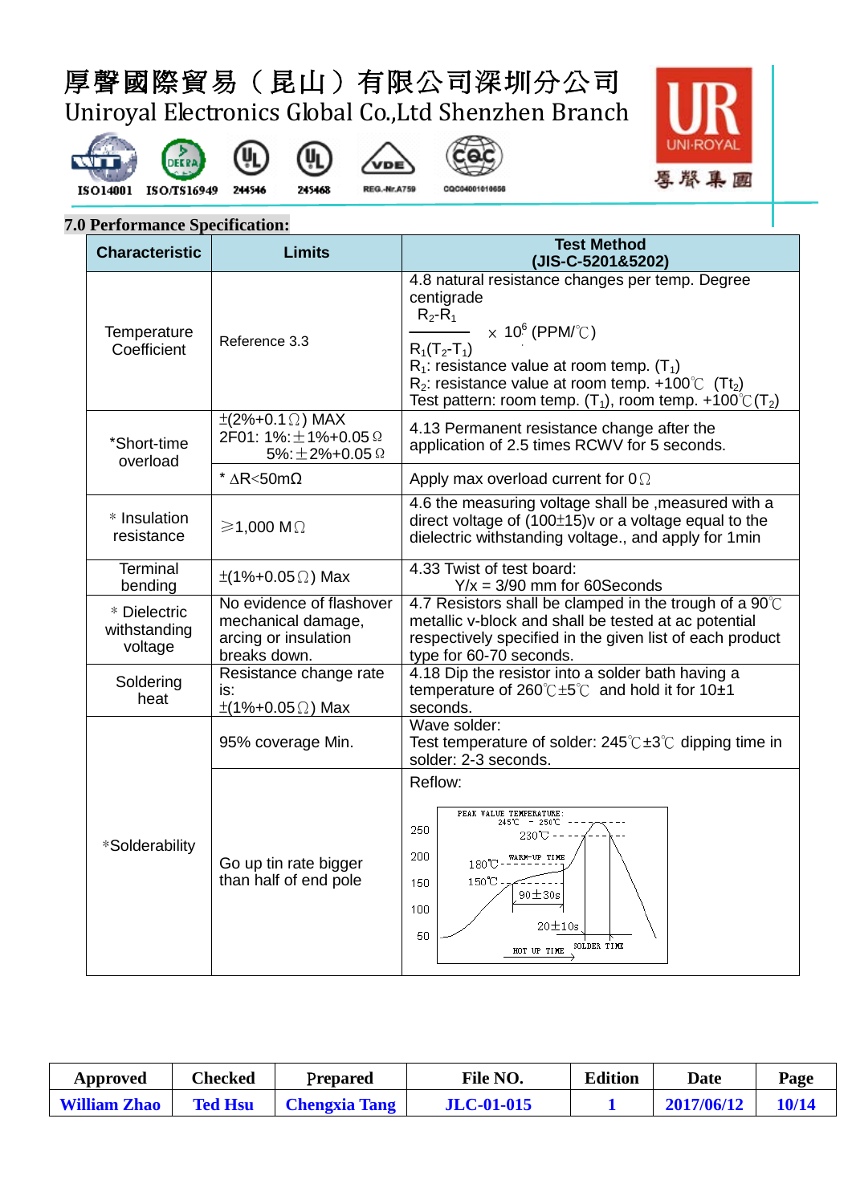## 7.0 Performance Specification:

| Characteristic | Limits | Test Method (JIS-C-5201&5202) |
|---|---|---|
| Temperature Coefficient | Reference 3.3 | 4.8 natural resistance changes per temp. Degree centigrade $\frac{R_2-R_1}{R_1(T_2-T_1)} \times 10^6$ (PPM/℃)<br>$R_1$: resistance value at room temp. ($T_1$)<br>$R_2$: resistance value at room temp. +100℃ ($Tt_2$)<br>Test pattern: room temp. ($T_1$), room temp. +100℃($T_2$) |
| *Short-time overload | ±(2%+0.1Ω) MAX<br>2F01: 1%:±1%+0.05Ω<br>5%:±2%+0.05Ω | 4.13 Permanent resistance change after the application of 2.5 times RCWV for 5 seconds. |
| | * ΔR<50mΩ | Apply max overload current for 0Ω |
| * Insulation resistance | ≥1,000 MΩ | 4.6 the measuring voltage shall be ,measured with a direct voltage of (100±15)v or a voltage equal to the dielectric withstanding voltage., and apply for 1min |
| Terminal bending | ±(1%+0.05Ω) Max | 4.33 Twist of test board:<br>Y/x = 3/90 mm for 60Seconds |
| * Dielectric withstanding voltage | No evidence of flashover mechanical damage, arcing or insulation breaks down. | 4.7 Resistors shall be clamped in the trough of a 90℃ metallic v-block and shall be tested at ac potential respectively specified in the given list of each product type for 60-70 seconds. |
| Soldering heat | Resistance change rate is:<br>±(1%+0.05Ω) Max | 4.18 Dip the resistor into a solder bath having a temperature of 260℃±5℃ and hold it for 10±1 seconds. |
| *Solderability | 95% coverage Min. | Wave solder:<br>Test temperature of solder: 245℃±3℃ dipping time in solder: 2-3 seconds. |
| | Go up tin rate bigger than half of end pole | Reflow:<br>PEAK VALUE TEMPERATURE: 245℃ ~ 250℃; 230℃; 180℃ WARM-UP TIME; 150℃; 90±30s; 20±10s; SOLDER TIME; HOT UP TIME; 250, 200, 150, 100, 50 |

| Approved | Checked | Prepared | File NO. | Edition | Date | Page |
|---|---|---|---|---|---|---|
| William Zhao | Ted Hsu | Chengxia Tang | JLC-01-015 | 1 | 2017/06/12 | 10/14 |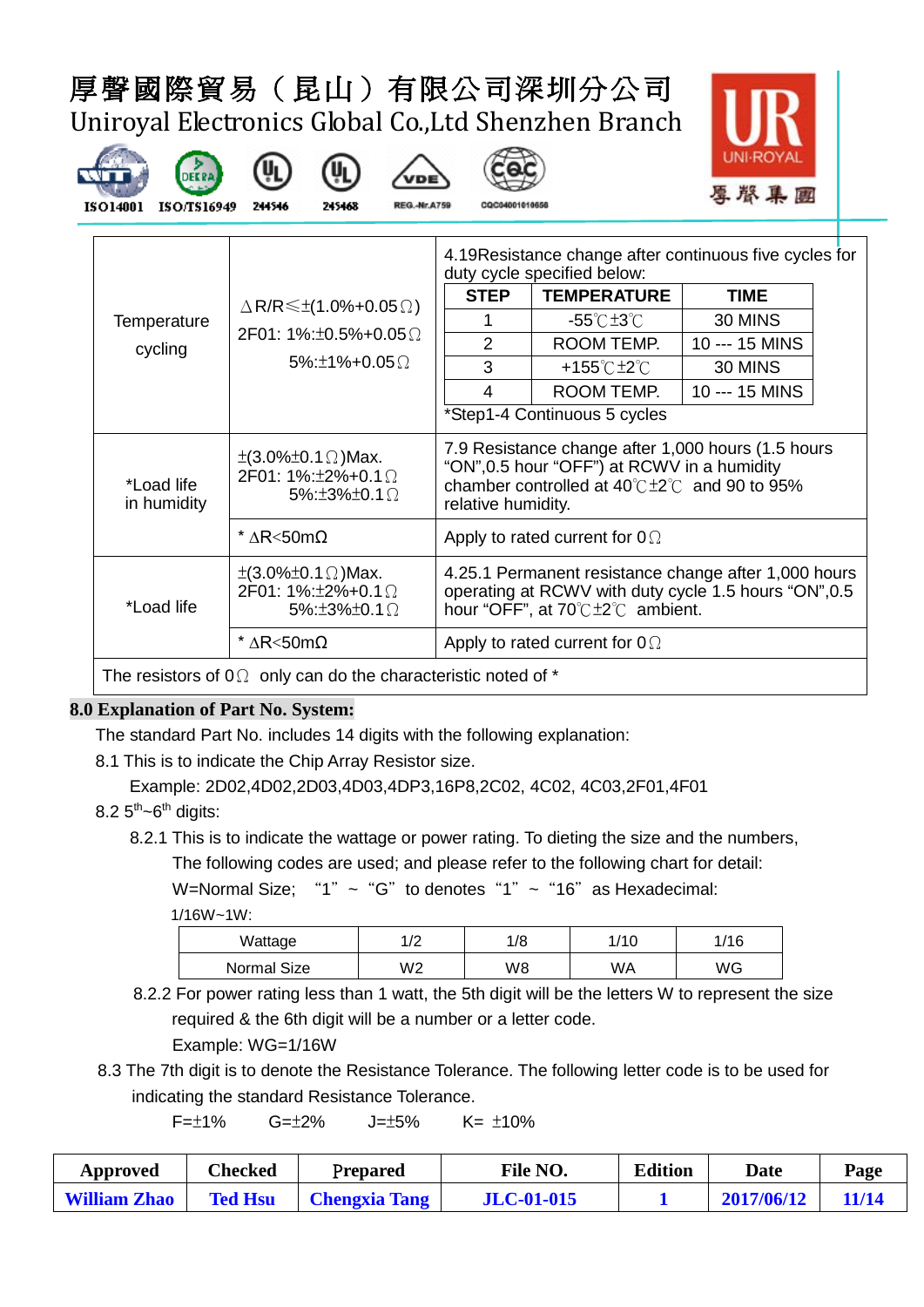| Temperature cycling | ΔR/R≤±(1.0%+0.05Ω)<br>2F01: 1%:±0.5%+0.05Ω<br>5%:±1%+0.05Ω | 4.19Resistance change after continuous five cycles for duty cycle specified below:<br>STEP / TEMPERATURE / TIME<br>1 / -55℃±3℃ / 30 MINS<br>2 / ROOM TEMP. / 10 --- 15 MINS<br>3 / +155℃±2℃ / 30 MINS<br>4 / ROOM TEMP. / 10 --- 15 MINS<br>*Step1-4 Continuous 5 cycles |
|---|---|---|
| *Load life in humidity | ±(3.0%±0.1Ω)Max.<br>2F01: 1%:±2%+0.1Ω<br>5%:±3%±0.1Ω | 7.9 Resistance change after 1,000 hours (1.5 hours "ON",0.5 hour "OFF") at RCWV in a humidity chamber controlled at 40℃±2℃ and 90 to 95% relative humidity. |
| | * ΔR<50mΩ | Apply to rated current for 0Ω |
| *Load life | ±(3.0%±0.1Ω)Max.<br>2F01: 1%:±2%+0.1Ω<br>5%:±3%±0.1Ω | 4.25.1 Permanent resistance change after 1,000 hours operating at RCWV with duty cycle 1.5 hours "ON",0.5 hour "OFF", at 70℃±2℃ ambient. |
| | * ΔR<50mΩ | Apply to rated current for 0Ω |
| The resistors of 0Ω only can do the characteristic noted of * | | |

## 8.0 Explanation of Part No. System:

The standard Part No. includes 14 digits with the following explanation:

8.1 This is to indicate the Chip Array Resistor size.

Example: 2D02,4D02,2D03,4D03,4DP3,16P8,2C02, 4C02, 4C03,2F01,4F01

8.2 5th~6th digits:

8.2.1 This is to indicate the wattage or power rating. To dieting the size and the numbers, The following codes are used; and please refer to the following chart for detail:

W=Normal Size; "1" ~ "G" to denotes "1" ~ "16" as Hexadecimal:

1/16W~1W:

| Wattage | 1/2 | 1/8 | 1/10 | 1/16 |
|---|---|---|---|---|
| Normal Size | W2 | W8 | WA | WG |

8.2.2 For power rating less than 1 watt, the 5th digit will be the letters W to represent the size required & the 6th digit will be a number or a letter code.

Example: WG=1/16W

8.3 The 7th digit is to denote the Resistance Tolerance. The following letter code is to be used for indicating the standard Resistance Tolerance.

F=±1%  G=±2%  J=±5%  K= ±10%

| Approved | Checked | Prepared | File NO. | Edition | Date | Page |
|---|---|---|---|---|---|---|
| William Zhao | Ted Hsu | Chengxia Tang | JLC-01-015 | 1 | 2017/06/12 | 11/14 |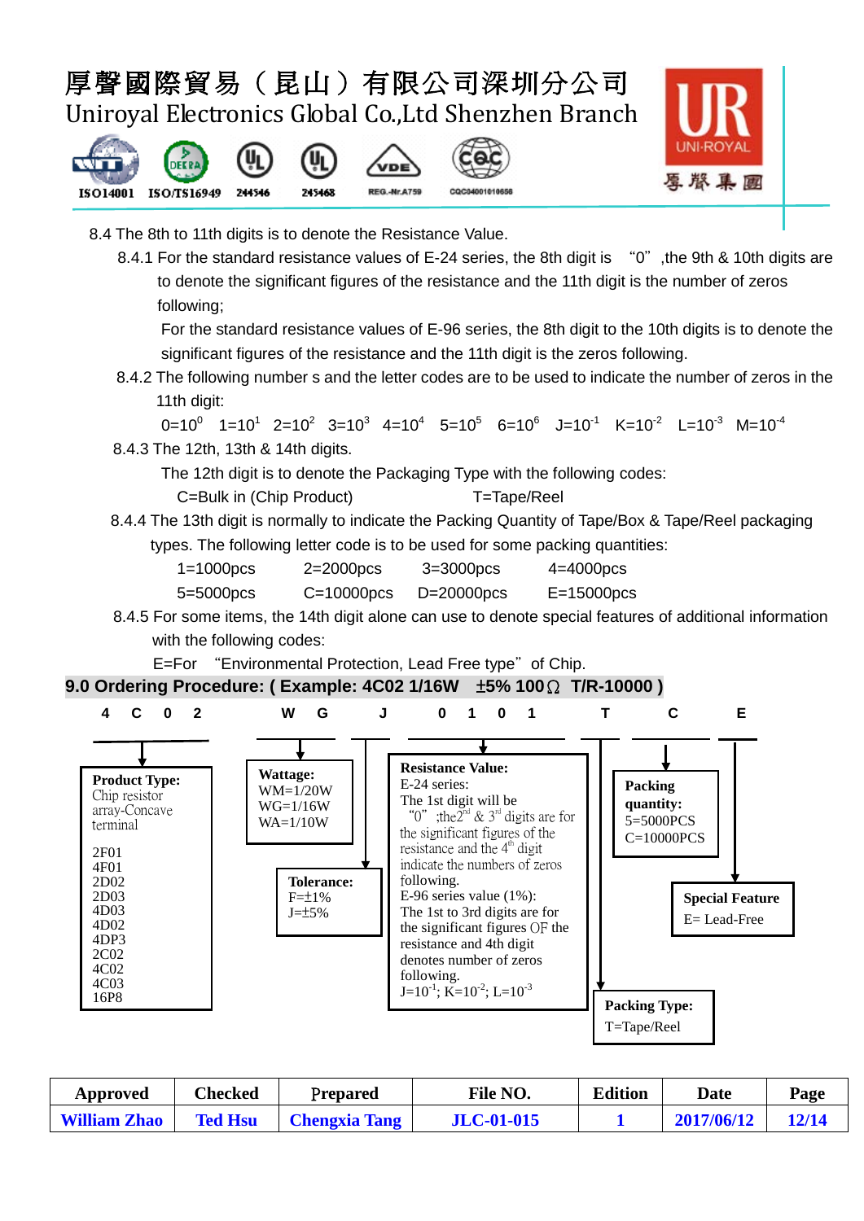8.4 The 8th to 11th digits is to denote the Resistance Value.

8.4.1 For the standard resistance values of E-24 series, the 8th digit is "0", the 9th & 10th digits are to denote the significant figures of the resistance and the 11th digit is the number of zeros following;

For the standard resistance values of E-96 series, the 8th digit to the 10th digits is to denote the significant figures of the resistance and the 11th digit is the zeros following.

8.4.2 The following number s and the letter codes are to be used to indicate the number of zeros in the 11th digit:

$0=10^0$ $1=10^1$ $2=10^2$ $3=10^3$ $4=10^4$ $5=10^5$ $6=10^6$ $J=10^{-1}$ $K=10^{-2}$ $L=10^{-3}$ $M=10^{-4}$

8.4.3 The 12th, 13th & 14th digits.

The 12th digit is to denote the Packaging Type with the following codes:

C=Bulk in (Chip Product) T=Tape/Reel

8.4.4 The 13th digit is normally to indicate the Packing Quantity of Tape/Box & Tape/Reel packaging types. The following letter code is to be used for some packing quantities:

| | | | |
|---|---|---|---|
| 1=1000pcs | 2=2000pcs | 3=3000pcs | 4=4000pcs |
| 5=5000pcs | C=10000pcs | D=20000pcs | E=15000pcs |

8.4.5 For some items, the 14th digit alone can use to denote special features of additional information with the following codes:

E=For "Environmental Protection, Lead Free type" of Chip.

## 9.0 Ordering Procedure: ( Example: 4C02 1/16W ±5% 100Ω T/R-10000 )

4 C 0 2 W G J 0 1 0 1 T C E

**Product Type:** Chip resistor array-Concave terminal
2F01, 4F01, 2D02, 2D03, 4D03, 4D02, 4DP3, 2C02, 4C02, 4C03, 16P8

**Wattage:** WM=1/20W, WG=1/16W, WA=1/10W

**Tolerance:** F=±1%, J=±5%

**Resistance Value:**
E-24 series:
The 1st digit will be "0" ;the 2nd & 3rd digits are for the significant figures of the resistance and the 4th digit indicate the numbers of zeros following.
E-96 series value (1%):
The 1st to 3rd digits are for the significant figures OF the resistance and 4th digit denotes number of zeros following.
$J=10^{-1}$; $K=10^{-2}$; $L=10^{-3}$

**Packing Type:** T=Tape/Reel

**Packing quantity:** 5=5000PCS, C=10000PCS

**Special Feature:** E= Lead-Free

| Approved | Checked | Prepared | File NO. | Edition | Date | Page |
|---|---|---|---|---|---|---|
| William Zhao | Ted Hsu | Chengxia Tang | JLC-01-015 | 1 | 2017/06/12 | 12/14 |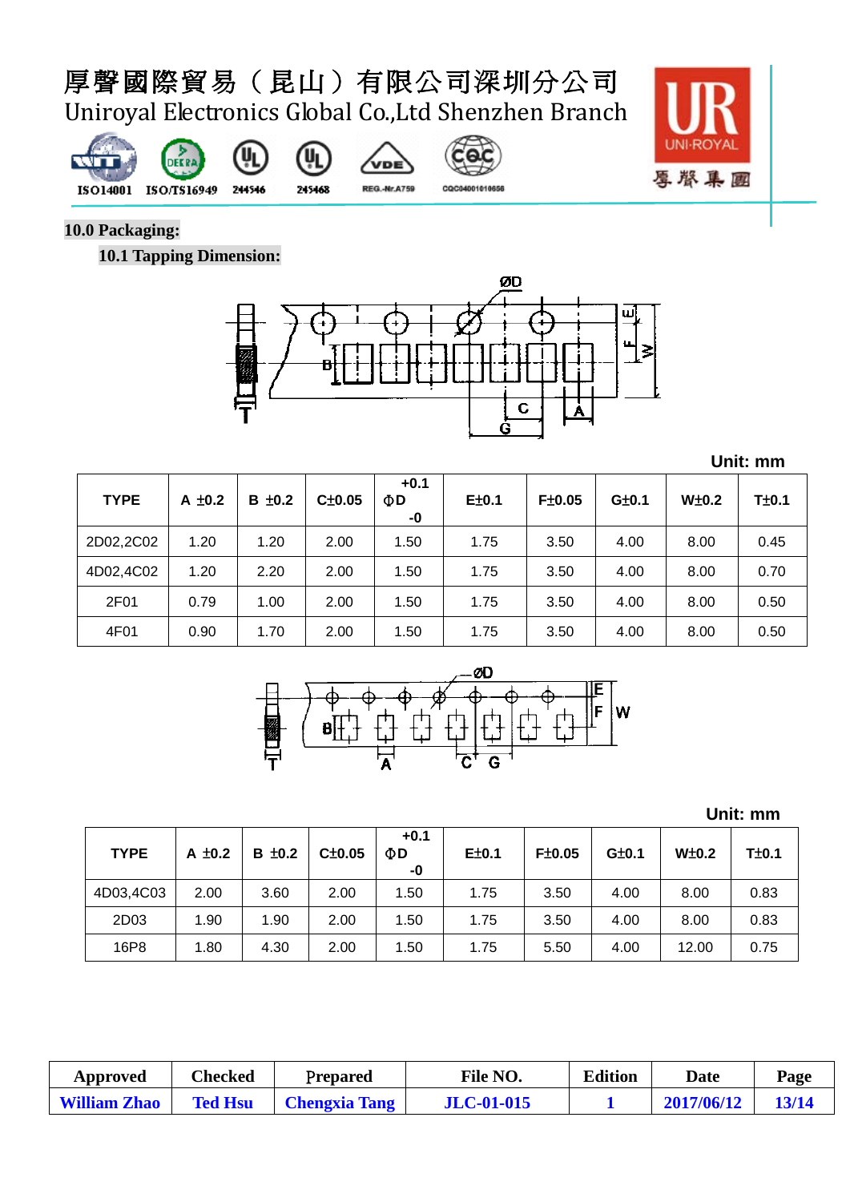## 10.0 Packaging:

### 10.1 Tapping Dimension:

Unit: mm

| TYPE | A ±0.2 | B ±0.2 | C±0.05 | ΦD +0.1 -0 | E±0.1 | F±0.05 | G±0.1 | W±0.2 | T±0.1 |
|---|---|---|---|---|---|---|---|---|---|
| 2D02,2C02 | 1.20 | 1.20 | 2.00 | 1.50 | 1.75 | 3.50 | 4.00 | 8.00 | 0.45 |
| 4D02,4C02 | 1.20 | 2.20 | 2.00 | 1.50 | 1.75 | 3.50 | 4.00 | 8.00 | 0.70 |
| 2F01 | 0.79 | 1.00 | 2.00 | 1.50 | 1.75 | 3.50 | 4.00 | 8.00 | 0.50 |
| 4F01 | 0.90 | 1.70 | 2.00 | 1.50 | 1.75 | 3.50 | 4.00 | 8.00 | 0.50 |

Unit: mm

| TYPE | A ±0.2 | B ±0.2 | C±0.05 | ΦD +0.1 -0 | E±0.1 | F±0.05 | G±0.1 | W±0.2 | T±0.1 |
|---|---|---|---|---|---|---|---|---|---|
| 4D03,4C03 | 2.00 | 3.60 | 2.00 | 1.50 | 1.75 | 3.50 | 4.00 | 8.00 | 0.83 |
| 2D03 | 1.90 | 1.90 | 2.00 | 1.50 | 1.75 | 3.50 | 4.00 | 8.00 | 0.83 |
| 16P8 | 1.80 | 4.30 | 2.00 | 1.50 | 1.75 | 5.50 | 4.00 | 12.00 | 0.75 |

| Approved | Checked | Prepared | File NO. | Edition | Date | Page |
|---|---|---|---|---|---|---|
| William Zhao | Ted Hsu | Chengxia Tang | JLC-01-015 | 1 | 2017/06/12 | 13/14 |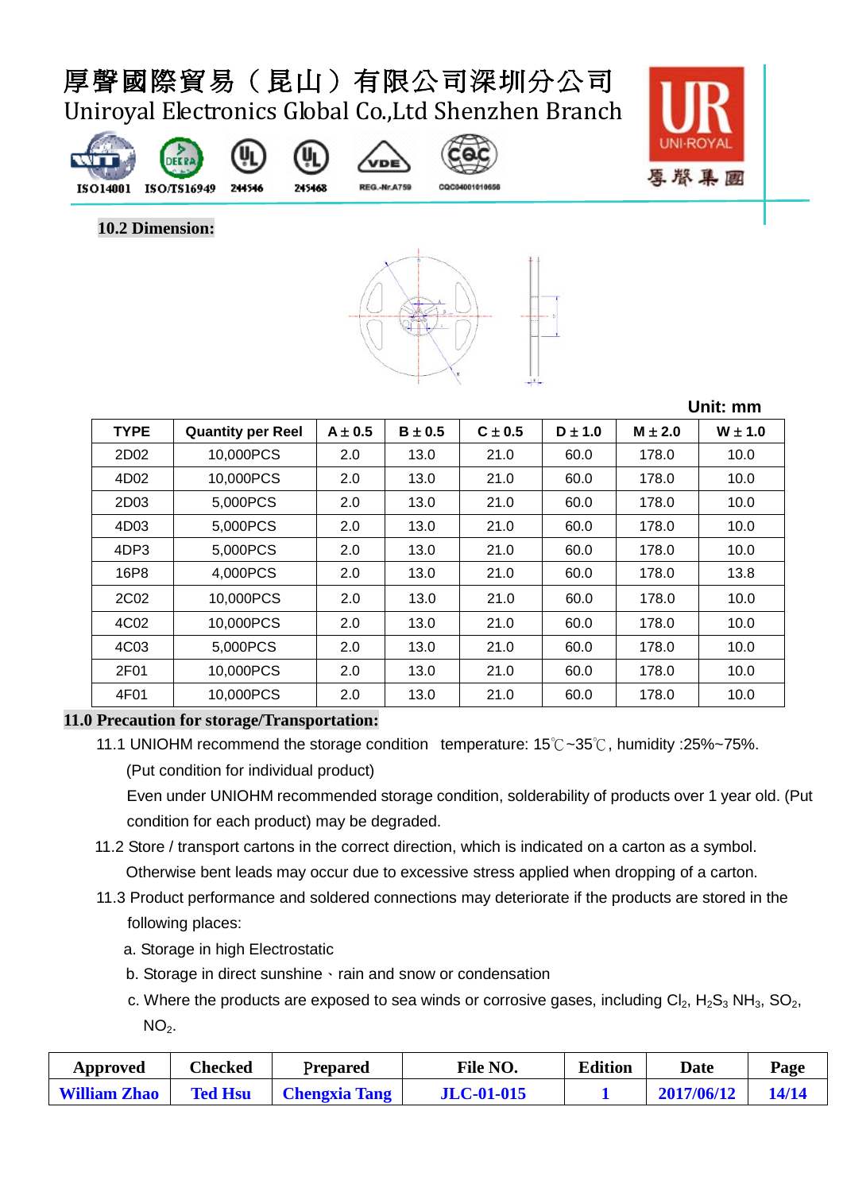## 10.2 Dimension:

Unit: mm

| TYPE | Quantity per Reel | A ± 0.5 | B ± 0.5 | C ± 0.5 | D ± 1.0 | M ± 2.0 | W ± 1.0 |
|---|---|---|---|---|---|---|---|
| 2D02 | 10,000PCS | 2.0 | 13.0 | 21.0 | 60.0 | 178.0 | 10.0 |
| 4D02 | 10,000PCS | 2.0 | 13.0 | 21.0 | 60.0 | 178.0 | 10.0 |
| 2D03 | 5,000PCS | 2.0 | 13.0 | 21.0 | 60.0 | 178.0 | 10.0 |
| 4D03 | 5,000PCS | 2.0 | 13.0 | 21.0 | 60.0 | 178.0 | 10.0 |
| 4DP3 | 5,000PCS | 2.0 | 13.0 | 21.0 | 60.0 | 178.0 | 10.0 |
| 16P8 | 4,000PCS | 2.0 | 13.0 | 21.0 | 60.0 | 178.0 | 13.8 |
| 2C02 | 10,000PCS | 2.0 | 13.0 | 21.0 | 60.0 | 178.0 | 10.0 |
| 4C02 | 10,000PCS | 2.0 | 13.0 | 21.0 | 60.0 | 178.0 | 10.0 |
| 4C03 | 5,000PCS | 2.0 | 13.0 | 21.0 | 60.0 | 178.0 | 10.0 |
| 2F01 | 10,000PCS | 2.0 | 13.0 | 21.0 | 60.0 | 178.0 | 10.0 |
| 4F01 | 10,000PCS | 2.0 | 13.0 | 21.0 | 60.0 | 178.0 | 10.0 |

## 11.0 Precaution for storage/Transportation:

11.1 UNIOHM recommend the storage condition temperature: 15℃~35℃, humidity :25%~75%.

(Put condition for individual product)

Even under UNIOHM recommended storage condition, solderability of products over 1 year old. (Put condition for each product) may be degraded.

11.2 Store / transport cartons in the correct direction, which is indicated on a carton as a symbol. Otherwise bent leads may occur due to excessive stress applied when dropping of a carton.

11.3 Product performance and soldered connections may deteriorate if the products are stored in the following places:

a. Storage in high Electrostatic

b. Storage in direct sunshine、rain and snow or condensation

c. Where the products are exposed to sea winds or corrosive gases, including $Cl_2$, $H_2S_3$ $NH_3$, $SO_2$, $NO_2$.

| Approved | Checked | Prepared | File NO. | Edition | Date | Page |
|---|---|---|---|---|---|---|
| William Zhao | Ted Hsu | Chengxia Tang | JLC-01-015 | 1 | 2017/06/12 | 14/14 |